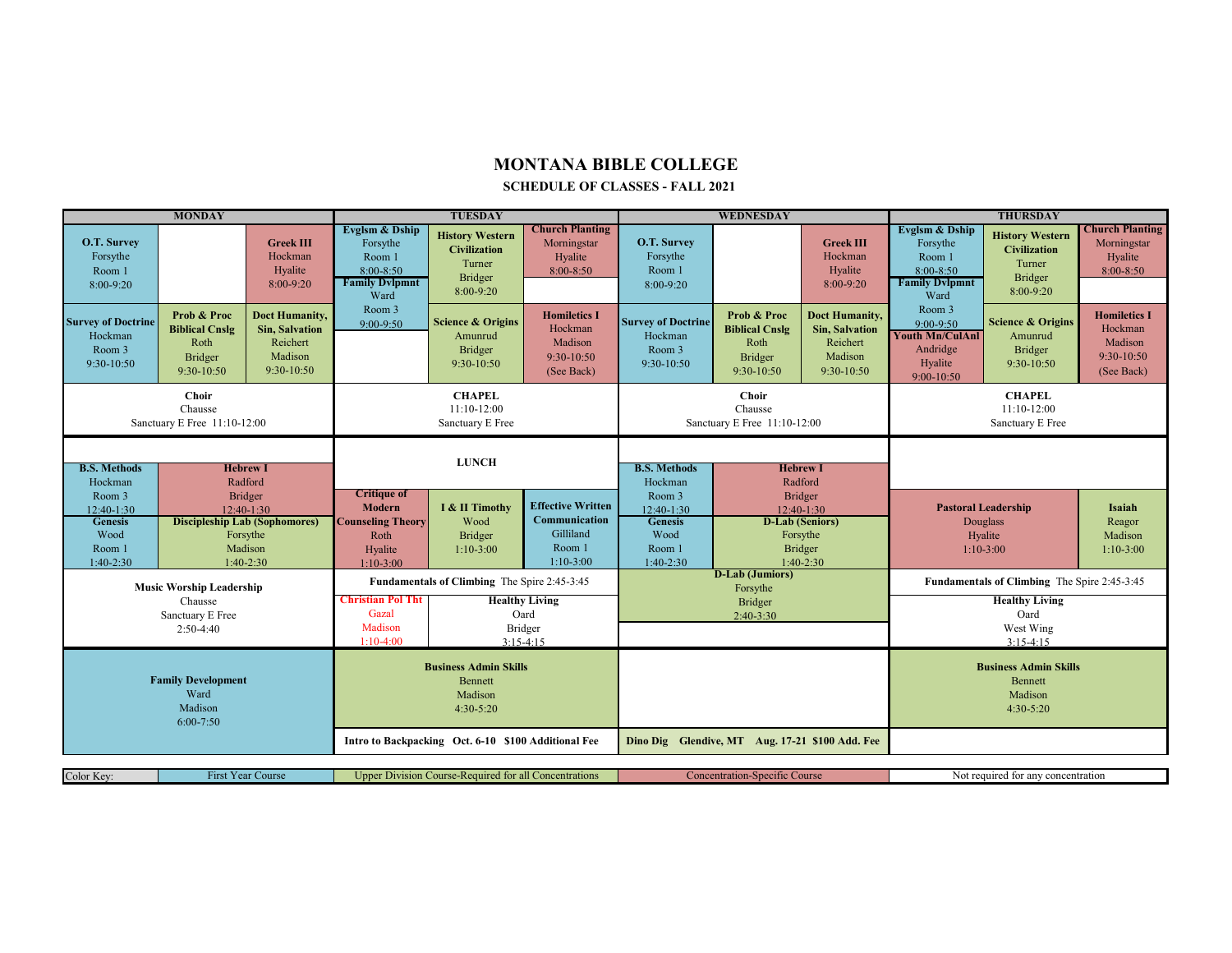# MONTANA BIBLE COLLEGE

## SCHEDULE OF CLASSES - FALL 2021

| MONDAY | | | TUESDAY | | | WEDNESDAY | | | THURSDAY | | |
|---|---|---|---|---|---|---|---|---|---|---|---|
| **O.T. Survey** Forsythe Room 1 8:00-9:20 | | **Greek III** Hockman Hyalite 8:00-9:20 | **Evglsm & Dship** Forsythe Room 1 8:00-8:50 / **Family Dvlpmnt** Ward Room 3 9:00-9:50 | **History Western Civilization** Turner Bridger 8:00-9:20 | **Church Planting** Morningstar Hyalite 8:00-8:50 | **O.T. Survey** Forsythe Room 1 8:00-9:20 | | **Greek III** Hockman Hyalite 8:00-9:20 | **Evglsm & Dship** Forsythe Room 1 8:00-8:50 / **Family Dvlpmnt** Ward Room 3 9:00-9:50 | **History Western Civilization** Turner Bridger 8:00-9:20 | **Church Planting** Morningstar Hyalite 8:00-8:50 |
| **Survey of Doctrine** Hockman Room 3 9:30-10:50 | **Prob & Proc Biblical Cnslg** Roth Bridger 9:30-10:50 | **Doct Humanity, Sin, Salvation** Reichert Madison 9:30-10:50 | | **Science & Origins** Amunrud Bridger 9:30-10:50 | **Homiletics I** Hockman Madison 9:30-10:50 (See Back) | **Survey of Doctrine** Hockman Room 3 9:30-10:50 | **Prob & Proc Biblical Cnslg** Roth Bridger 9:30-10:50 | **Doct Humanity, Sin, Salvation** Reichert Madison 9:30-10:50 | **Youth Mn/CulAnl** Andridge Hyalite 9:00-10:50 | **Science & Origins** Amunrud Bridger 9:30-10:50 | **Homiletics I** Hockman Madison 9:30-10:50 (See Back) |
| **Choir** Chausse Sanctuary E Free 11:10-12:00 | | | **CHAPEL** 11:10-12:00 Sanctuary E Free | | | **Choir** Chausse Sanctuary E Free 11:10-12:00 | | | **CHAPEL** 11:10-12:00 Sanctuary E Free | | |
| **B.S. Methods** Hockman Room 3 12:40-1:30 | **Hebrew I** Radford Bridger 12:40-1:30 | | **LUNCH** | | | **B.S. Methods** Hockman Room 3 12:40-1:30 | **Hebrew I** Radford Bridger 12:40-1:30 | | | | |
| **Genesis** Wood Room 1 1:40-2:30 | **Discipleship Lab (Sophomores)** Forsythe Madison 1:40-2:30 | | **Critique of Modern Counseling Theory** Roth Hyalite 1:10-3:00 | **I & II Timothy** Wood Bridger 1:10-3:00 | **Effective Written Communication** Gilliland Room 1 1:10-3:00 | **Genesis** Wood Room 1 1:40-2:30 | **D-Lab (Seniors)** Forsythe Bridger 1:40-2:30 | | **Pastoral Leadership** Douglass Hyalite 1:10-3:00 | | **Isaiah** Reagor Madison 1:10-3:00 |
| **Music Worship Leadership** Chausse Sanctuary E Free 2:50-4:40 | | | **Fundamentals of Climbing** The Spire 2:45-3:45 | | | **D-Lab (Jumiors)** Forsythe Bridger 2:40-3:30 | | | **Fundamentals of Climbing** The Spire 2:45-3:45 | | |
| | | | **Christian Pol Tht** Gazal Madison 1:10-4:00 | **Healthy Living** Oard Bridger 3:15-4:15 | | | | | **Healthy Living** Oard West Wing 3:15-4:15 | | |
| **Family Development** Ward Madison 6:00-7:50 | | | **Business Admin Skills** Bennett Madison 4:30-5:20 | | | | | | **Business Admin Skills** Bennett Madison 4:30-5:20 | | |
| | | | **Intro to Backpacking Oct. 6-10 $100 Additional Fee** | | | **Dino Dig Glendive, MT Aug. 17-21 $100 Add. Fee** | | | | | |

| Color Key: | First Year Course | Upper Division Course-Required for all Concentrations | Concentration-Specific Course | Not required for any concentration |
|---|---|---|---|---|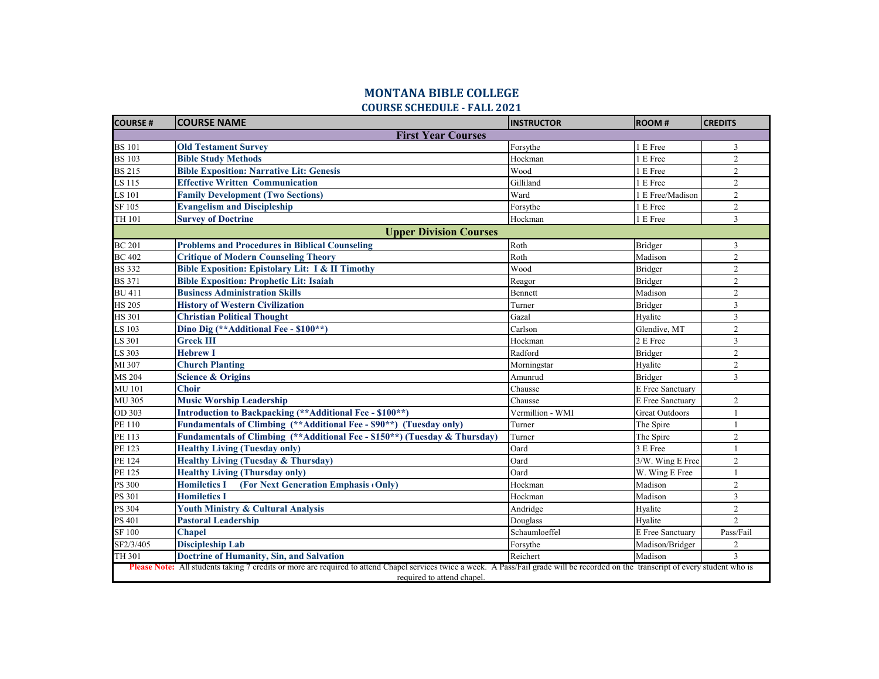# MONTANA BIBLE COLLEGE

## COURSE SCHEDULE - FALL 2021

| COURSE # | COURSE NAME | INSTRUCTOR | ROOM # | CREDITS |
|---|---|---|---|---|
| **First Year Courses** | | | | |
| BS 101 | **Old Testament Survey** | Forsythe | 1 E Free | 3 |
| BS 103 | **Bible Study Methods** | Hockman | 1 E Free | 2 |
| BS 215 | **Bible Exposition: Narrative Lit: Genesis** | Wood | 1 E Free | 2 |
| LS 115 | **Effective Written Communication** | Gilliland | 1 E Free | 2 |
| LS 101 | **Family Development (Two Sections)** | Ward | 1 E Free/Madison | 2 |
| SF 105 | **Evangelism and Discipleship** | Forsythe | 1 E Free | 2 |
| TH 101 | **Survey of Doctrine** | Hockman | 1 E Free | 3 |
| **Upper Division Courses** | | | | |
| BC 201 | **Problems and Procedures in Biblical Counseling** | Roth | Bridger | 3 |
| BC 402 | **Critique of Modern Counseling Theory** | Roth | Madison | 2 |
| BS 332 | **Bible Exposition: Epistolary Lit: I & II Timothy** | Wood | Bridger | 2 |
| BS 371 | **Bible Exposition: Prophetic Lit: Isaiah** | Reagor | Bridger | 2 |
| BU 411 | **Business Administration Skills** | Bennett | Madison | 2 |
| HS 205 | **History of Western Civilization** | Turner | Bridger | 3 |
| HS 301 | **Christian Political Thought** | Gazal | Hyalite | 3 |
| LS 103 | **Dino Dig (**Additional Fee - $100**)** | Carlson | Glendive, MT | 2 |
| LS 301 | **Greek III** | Hockman | 2 E Free | 3 |
| LS 303 | **Hebrew I** | Radford | Bridger | 2 |
| MI 307 | **Church Planting** | Morningstar | Hyalite | 2 |
| MS 204 | **Science & Origins** | Amunrud | Bridger | 3 |
| MU 101 | **Choir** | Chausse | E Free Sanctuary | |
| MU 305 | **Music Worship Leadership** | Chausse | E Free Sanctuary | 2 |
| OD 303 | **Introduction to Backpacking (**Additional Fee - $100**)** | Vermillion - WMI | Great Outdoors | 1 |
| PE 110 | **Fundamentals of Climbing (**Additional Fee - $90**) (Tuesday only)** | Turner | The Spire | 1 |
| PE 113 | **Fundamentals of Climbing (**Additional Fee - $150**) (Tuesday & Thursday)** | Turner | The Spire | 2 |
| PE 123 | **Healthy Living (Tuesday only)** | Oard | 3 E Free | 1 |
| PE 124 | **Healthy Living (Tuesday & Thursday)** | Oard | 3/W. Wing E Free | 2 |
| PE 125 | **Healthy Living (Thursday only)** | Oard | W. Wing E Free | 1 |
| PS 300 | **Homiletics I (For Next Generation Emphasis Only)** | Hockman | Madison | 2 |
| PS 301 | **Homiletics I** | Hockman | Madison | 3 |
| PS 304 | **Youth Ministry & Cultural Analysis** | Andridge | Hyalite | 2 |
| PS 401 | **Pastoral Leadership** | Douglass | Hyalite | 2 |
| SF 100 | **Chapel** | Schaumloeffel | E Free Sanctuary | Pass/Fail |
| SF2/3/405 | **Discipleship Lab** | Forsythe | Madison/Bridger | 2 |
| TH 301 | **Doctrine of Humanity, Sin, and Salvation** | Reichert | Madison | 3 |

**Please Note:** All students taking 7 credits or more are required to attend Chapel services twice a week. A Pass/Fail grade will be recorded on the transcript of every student who is required to attend chapel.